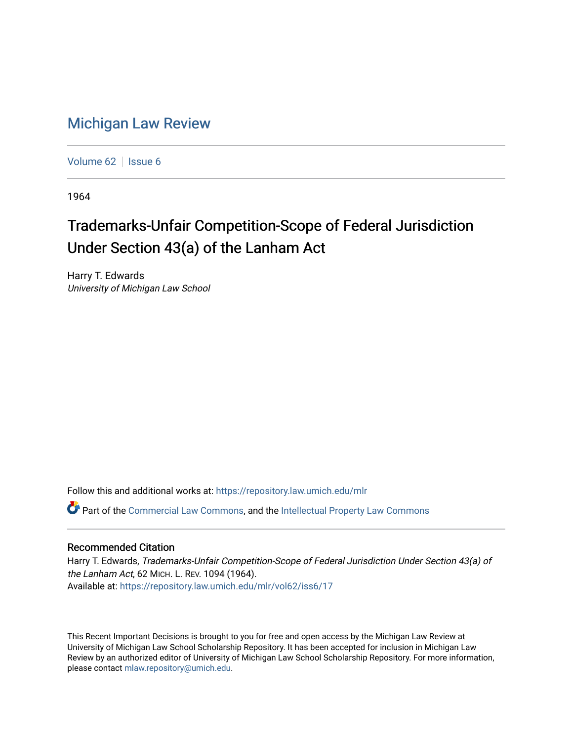# Michigan Law Review

Volume 62 | Issue 6

1964

## Trademarks-Unfair Competition-Scope of Federal Jurisdiction Under Section 43(a) of the Lanham Act

Harry T. Edwards
*University of Michigan Law School*

Follow this and additional works at: https://repository.law.umich.edu/mlr

Part of the Commercial Law Commons, and the Intellectual Property Law Commons

### Recommended Citation

Harry T. Edwards, *Trademarks-Unfair Competition-Scope of Federal Jurisdiction Under Section 43(a) of the Lanham Act*, 62 MICH. L. REV. 1094 (1964).
Available at: https://repository.law.umich.edu/mlr/vol62/iss6/17

This Recent Important Decisions is brought to you for free and open access by the Michigan Law Review at University of Michigan Law School Scholarship Repository. It has been accepted for inclusion in Michigan Law Review by an authorized editor of University of Michigan Law School Scholarship Repository. For more information, please contact mlaw.repository@umich.edu.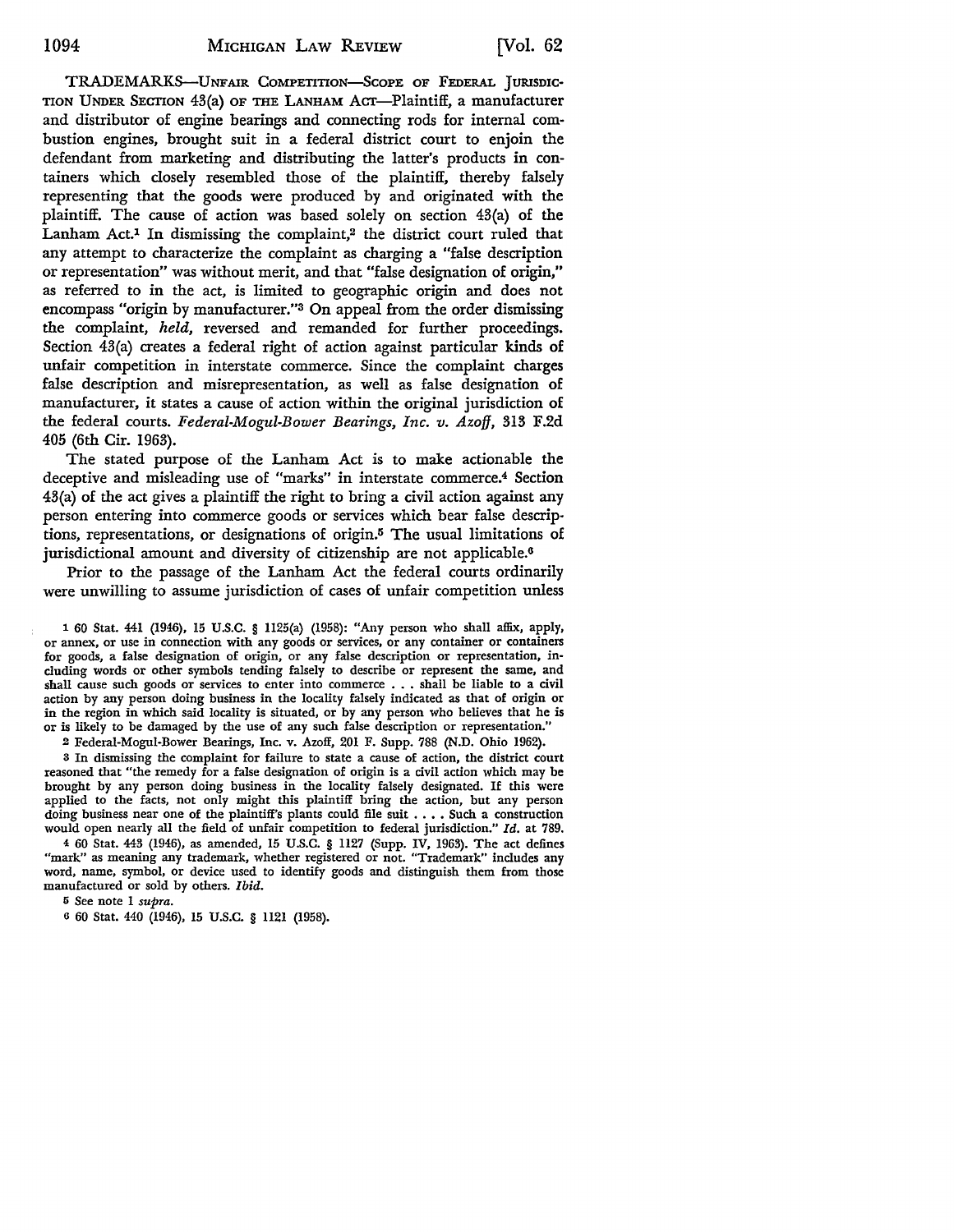TRADEMARKS—UNFAIR COMPETITION—SCOPE OF FEDERAL JURISDICTION UNDER SECTION 43(a) OF THE LANHAM ACT—Plaintiff, a manufacturer and distributor of engine bearings and connecting rods for internal combustion engines, brought suit in a federal district court to enjoin the defendant from marketing and distributing the latter's products in containers which closely resembled those of the plaintiff, thereby falsely representing that the goods were produced by and originated with the plaintiff. The cause of action was based solely on section 43(a) of the Lanham Act.[1] In dismissing the complaint,[2] the district court ruled that any attempt to characterize the complaint as charging a "false description or representation" was without merit, and that "false designation of origin," as referred to in the act, is limited to geographic origin and does not encompass "origin by manufacturer."[3] On appeal from the order dismissing the complaint, *held,* reversed and remanded for further proceedings. Section 43(a) creates a federal right of action against particular kinds of unfair competition in interstate commerce. Since the complaint charges false description and misrepresentation, as well as false designation of manufacturer, it states a cause of action within the original jurisdiction of the federal courts. *Federal-Mogul-Bower Bearings, Inc. v. Azoff,* 313 F.2d 405 (6th Cir. 1963).

The stated purpose of the Lanham Act is to make actionable the deceptive and misleading use of "marks" in interstate commerce.[4] Section 43(a) of the act gives a plaintiff the right to bring a civil action against any person entering into commerce goods or services which bear false descriptions, representations, or designations of origin.[5] The usual limitations of jurisdictional amount and diversity of citizenship are not applicable.[6]

Prior to the passage of the Lanham Act the federal courts ordinarily were unwilling to assume jurisdiction of cases of unfair competition unless

---

[1] 60 Stat. 441 (1946), 15 U.S.C. § 1125(a) (1958): "Any person who shall affix, apply, or annex, or use in connection with any goods or services, or any container or containers for goods, a false designation of origin, or any false description or representation, including words or other symbols tending falsely to describe or represent the same, and shall cause such goods or services to enter into commerce . . . shall be liable to a civil action by any person doing business in the locality falsely indicated as that of origin or in the region in which said locality is situated, or by any person who believes that he is or is likely to be damaged by the use of any such false description or representation."

[2] Federal-Mogul-Bower Bearings, Inc. v. Azoff, 201 F. Supp. 788 (N.D. Ohio 1962).

[3] In dismissing the complaint for failure to state a cause of action, the district court reasoned that "the remedy for a false designation of origin is a civil action which may be brought by any person doing business in the locality falsely designated. If this were applied to the facts, not only might this plaintiff bring the action, but any person doing business near one of the plaintiff's plants could file suit . . . . Such a construction would open nearly all the field of unfair competition to federal jurisdiction." *Id.* at 789.

[4] 60 Stat. 443 (1946), as amended, 15 U.S.C. § 1127 (Supp. IV, 1963). The act defines "mark" as meaning any trademark, whether registered or not. "Trademark" includes any word, name, symbol, or device used to identify goods and distinguish them from those manufactured or sold by others. *Ibid.*

[5] See note 1 *supra.*

[6] 60 Stat. 440 (1946), 15 U.S.C. § 1121 (1958).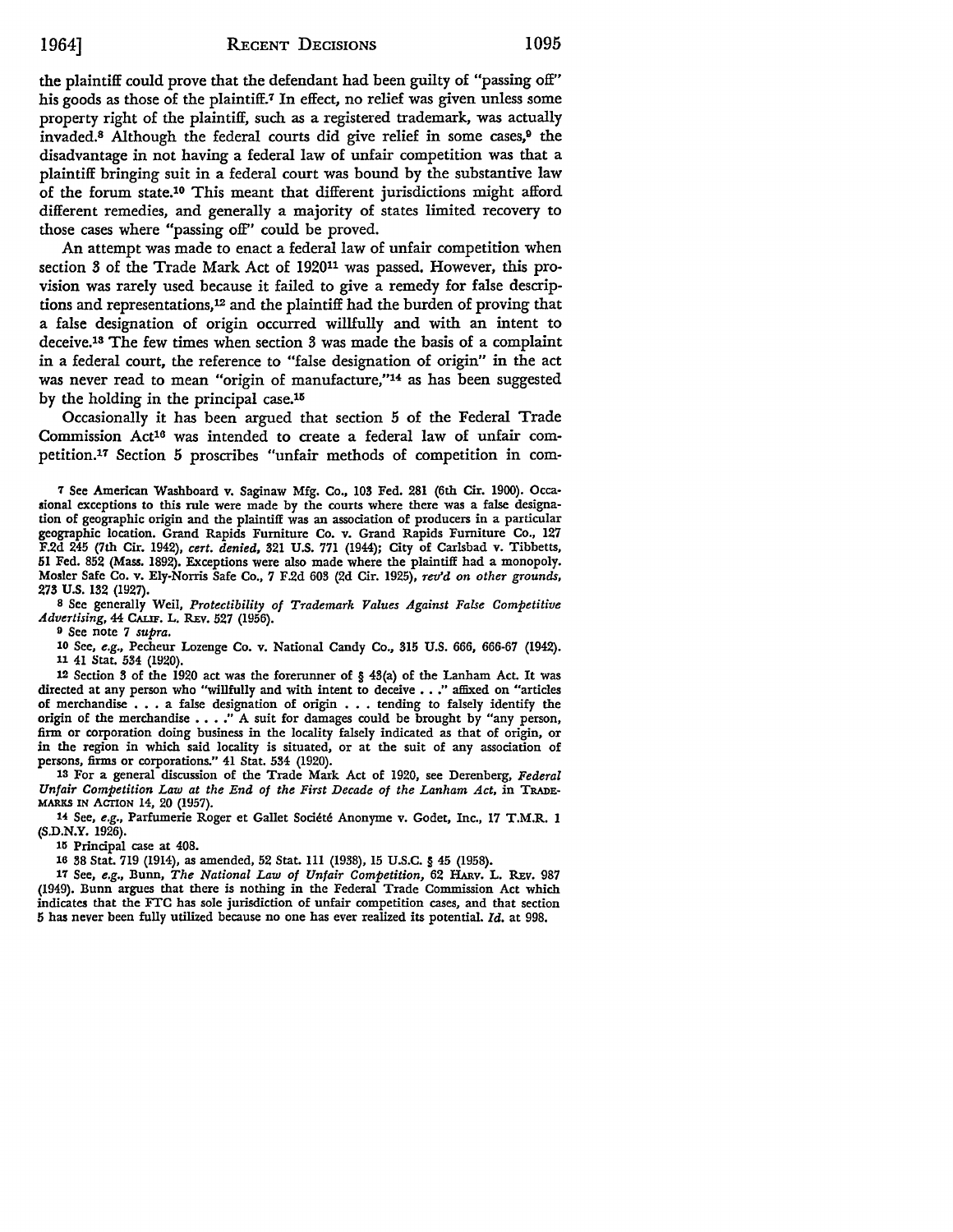the plaintiff could prove that the defendant had been guilty of "passing off" his goods as those of the plaintiff.[7] In effect, no relief was given unless some property right of the plaintiff, such as a registered trademark, was actually invaded.[8] Although the federal courts did give relief in some cases,[9] the disadvantage in not having a federal law of unfair competition was that a plaintiff bringing suit in a federal court was bound by the substantive law of the forum state.[10] This meant that different jurisdictions might afford different remedies, and generally a majority of states limited recovery to those cases where "passing off" could be proved.

An attempt was made to enact a federal law of unfair competition when section 3 of the Trade Mark Act of 1920[11] was passed. However, this provision was rarely used because it failed to give a remedy for false descriptions and representations,[12] and the plaintiff had the burden of proving that a false designation of origin occurred willfully and with an intent to deceive.[13] The few times when section 3 was made the basis of a complaint in a federal court, the reference to "false designation of origin" in the act was never read to mean "origin of manufacture,"[14] as has been suggested by the holding in the principal case.[15]

Occasionally it has been argued that section 5 of the Federal Trade Commission Act[16] was intended to create a federal law of unfair competition.[17] Section 5 proscribes "unfair methods of competition in com-

---

[7] See American Washboard v. Saginaw Mfg. Co., 103 Fed. 281 (6th Cir. 1900). Occasional exceptions to this rule were made by the courts where there was a false designation of geographic origin and the plaintiff was an association of producers in a particular geographic location. Grand Rapids Furniture Co. v. Grand Rapids Furniture Co., 127 F.2d 245 (7th Cir. 1942), *cert. denied*, 321 U.S. 771 (1944); City of Carlsbad v. Tibbetts, 51 Fed. 852 (Mass. 1892). Exceptions were also made where the plaintiff had a monopoly. Mosler Safe Co. v. Ely-Norris Safe Co., 7 F.2d 603 (2d Cir. 1925), *rev'd on other grounds*, 273 U.S. 132 (1927).

[8] See generally Weil, *Protectibility of Trademark Values Against False Competitive Advertising*, 44 CALIF. L. REV. 527 (1956).

[9] See note 7 *supra*.

[10] See, *e.g.*, Pecheur Lozenge Co. v. National Candy Co., 315 U.S. 666, 666-67 (1942).

[11] 41 Stat. 534 (1920).

[12] Section 3 of the 1920 act was the forerunner of § 43(a) of the Lanham Act. It was directed at any person who "willfully and with intent to deceive . . ." affixed on "articles of merchandise . . . a false designation of origin . . . tending to falsely identify the origin of the merchandise . . . ." A suit for damages could be brought by "any person, firm or corporation doing business in the locality falsely indicated as that of origin, or in the region in which said locality is situated, or at the suit of any association of persons, firms or corporations." 41 Stat. 534 (1920).

[13] For a general discussion of the Trade Mark Act of 1920, see Derenberg, *Federal Unfair Competition Law at the End of the First Decade of the Lanham Act*, in TRADEMARKS IN ACTION 14, 20 (1957).

[14] See, *e.g.*, Parfumerie Roger et Gallet Société Anonyme v. Godet, Inc., 17 T.M.R. 1 (S.D.N.Y. 1926).

[15] Principal case at 408.

[16] 38 Stat. 719 (1914), as amended, 52 Stat. 111 (1938), 15 U.S.C. § 45 (1958).

[17] See, *e.g.*, Bunn, *The National Law of Unfair Competition*, 62 HARV. L. REV. 987 (1949). Bunn argues that there is nothing in the Federal Trade Commission Act which indicates that the FTC has sole jurisdiction of unfair competition cases, and that section 5 has never been fully utilized because no one has ever realized its potential. *Id.* at 998.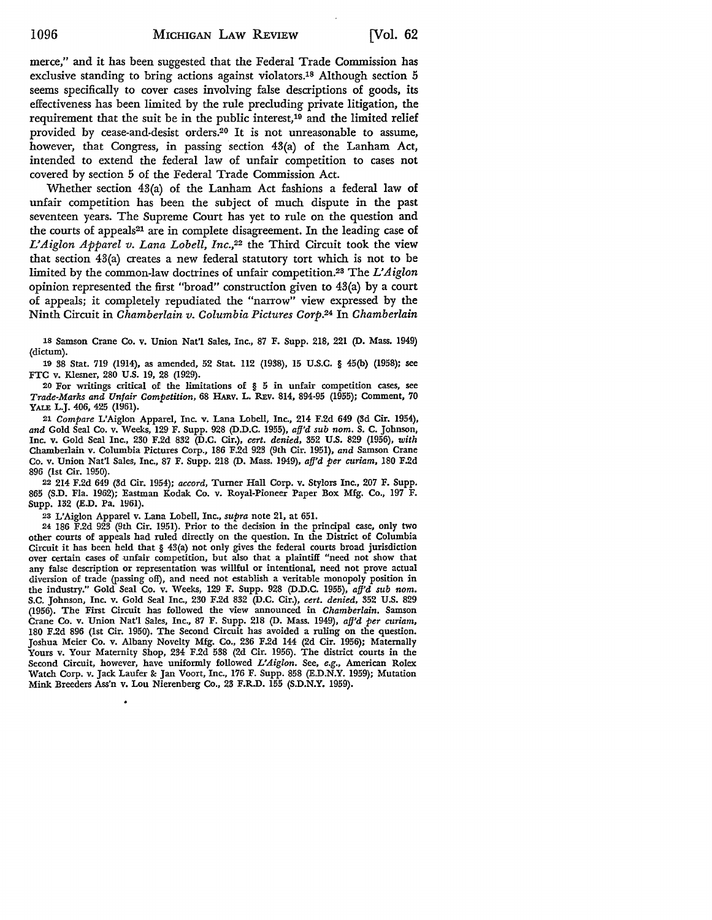merce," and it has been suggested that the Federal Trade Commission has exclusive standing to bring actions against violators.[18] Although section 5 seems specifically to cover cases involving false descriptions of goods, its effectiveness has been limited by the rule precluding private litigation, the requirement that the suit be in the public interest,[19] and the limited relief provided by cease-and-desist orders.[20] It is not unreasonable to assume, however, that Congress, in passing section 43(a) of the Lanham Act, intended to extend the federal law of unfair competition to cases not covered by section 5 of the Federal Trade Commission Act.

Whether section 43(a) of the Lanham Act fashions a federal law of unfair competition has been the subject of much dispute in the past seventeen years. The Supreme Court has yet to rule on the question and the courts of appeals[21] are in complete disagreement. In the leading case of *L'Aiglon Apparel v. Lana Lobell, Inc.*,[22] the Third Circuit took the view that section 43(a) creates a new federal statutory tort which is not to be limited by the common-law doctrines of unfair competition.[23] The *L'Aiglon* opinion represented the first "broad" construction given to 43(a) by a court of appeals; it completely repudiated the "narrow" view expressed by the Ninth Circuit in *Chamberlain v. Columbia Pictures Corp.*[24] In *Chamberlain*

---

18 Samson Crane Co. v. Union Nat'l Sales, Inc., 87 F. Supp. 218, 221 (D. Mass. 1949) (dictum).

19 38 Stat. 719 (1914), as amended, 52 Stat. 112 (1938), 15 U.S.C. § 45(b) (1958); see FTC v. Klesner, 280 U.S. 19, 28 (1929).

20 For writings critical of the limitations of § 5 in unfair competition cases, see *Trade-Marks and Unfair Competition*, 68 HARV. L. REV. 814, 894-95 (1955); Comment, 70 YALE L.J. 406, 425 (1961).

21 *Compare* L'Aiglon Apparel, Inc. v. Lana Lobell, Inc., 214 F.2d 649 (3d Cir. 1954), *and* Gold Seal Co. v. Weeks, 129 F. Supp. 928 (D.D.C. 1955), *aff'd sub nom.* S. C. Johnson, Inc. v. Gold Seal Inc., 230 F.2d 832 (D.C. Cir.), *cert. denied*, 352 U.S. 829 (1956), *with* Chamberlain v. Columbia Pictures Corp., 186 F.2d 923 (9th Cir. 1951), *and* Samson Crane Co. v. Union Nat'l Sales, Inc., 87 F. Supp. 218 (D. Mass. 1949), *aff'd per curiam*, 180 F.2d 896 (1st Cir. 1950).

22 214 F.2d 649 (3d Cir. 1954); *accord*, Turner Hall Corp. v. Stylors Inc., 207 F. Supp. 865 (S.D. Fla. 1962); Eastman Kodak Co. v. Royal-Pioneer Paper Box Mfg. Co., 197 F. Supp. 132 (E.D. Pa. 1961).

23 L'Aiglon Apparel v. Lana Lobell, Inc., *supra* note 21, at 651.

24 186 F.2d 923 (9th Cir. 1951). Prior to the decision in the principal case, only two other courts of appeals had ruled directly on the question. In the District of Columbia Circuit it has been held that § 43(a) not only gives the federal courts broad jurisdiction over certain cases of unfair competition, but also that a plaintiff "need not show that any false description or representation was willful or intentional, need not prove actual diversion of trade (passing off), and need not establish a veritable monopoly position in the industry." Gold Seal Co. v. Weeks, 129 F. Supp. 928 (D.D.C. 1955), *aff'd sub nom.* S.C. Johnson, Inc. v. Gold Seal Inc., 230 F.2d 832 (D.C. Cir.), *cert. denied*, 352 U.S. 829 (1956). The First Circuit has followed the view announced in *Chamberlain*. Samson Crane Co. v. Union Nat'l Sales, Inc., 87 F. Supp. 218 (D. Mass. 1949), *aff'd per curiam*, 180 F.2d 896 (1st Cir. 1950). The Second Circuit has avoided a ruling on the question. Joshua Meier Co. v. Albany Novelty Mfg. Co., 236 F.2d 144 (2d Cir. 1956); Maternally Yours v. Your Maternity Shop, 234 F.2d 538 (2d Cir. 1956). The district courts in the Second Circuit, however, have uniformly followed *L'Aiglon*. See, *e.g.*, American Rolex Watch Corp. v. Jack Laufer & Jan Voort, Inc., 176 F. Supp. 858 (E.D.N.Y. 1959); Mutation Mink Breeders Ass'n v. Lou Nierenberg Co., 23 F.R.D. 155 (S.D.N.Y. 1959).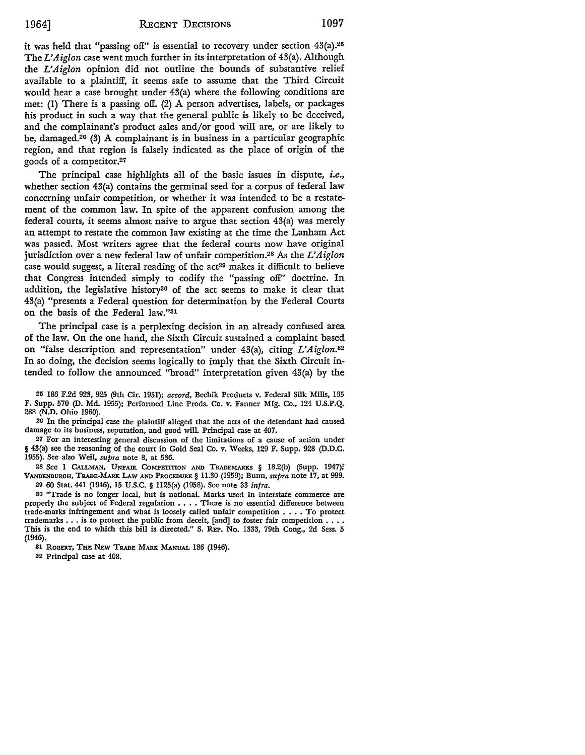it was held that "passing off" is essential to recovery under section 43(a).[25] The *L'Aiglon* case went much further in its interpretation of 43(a). Although the *L'Aiglon* opinion did not outline the bounds of substantive relief available to a plaintiff, it seems safe to assume that the Third Circuit would hear a case brought under 43(a) where the following conditions are met: (1) There is a passing off. (2) A person advertises, labels, or packages his product in such a way that the general public is likely to be deceived, and the complainant's product sales and/or good will are, or are likely to be, damaged.[26] (3) A complainant is in business in a particular geographic region, and that region is falsely indicated as the place of origin of the goods of a competitor.[27]

The principal case highlights all of the basic issues in dispute, *i.e.*, whether section 43(a) contains the germinal seed for a corpus of federal law concerning unfair competition, or whether it was intended to be a restatement of the common law. In spite of the apparent confusion among the federal courts, it seems almost naive to argue that section 43(a) was merely an attempt to restate the common law existing at the time the Lanham Act was passed. Most writers agree that the federal courts now have original jurisdiction over a new federal law of unfair competition.[28] As the *L'Aiglon* case would suggest, a literal reading of the act[29] makes it difficult to believe that Congress intended simply to codify the "passing off" doctrine. In addition, the legislative history[30] of the act seems to make it clear that 43(a) "presents a Federal question for determination by the Federal Courts on the basis of the Federal law."[31]

The principal case is a perplexing decision in an already confused area of the law. On the one hand, the Sixth Circuit sustained a complaint based on "false description and representation" under 43(a), citing *L'Aiglon*.[32] In so doing, the decision seems logically to imply that the Sixth Circuit intended to follow the announced "broad" interpretation given 43(a) by the

---

25 186 F.2d 923, 925 (9th Cir. 1951); *accord*, Bechik Products v. Federal Silk Mills, 135 F. Supp. 570 (D. Md. 1955); Performed Line Prods. Co. v. Fanner Mfg. Co., 124 U.S.P.Q. 288 (N.D. Ohio 1960).

26 In the principal case the plaintiff alleged that the acts of the defendant had caused damage to its business, reputation, and good will. Principal case at 407.

27 For an interesting general discussion of the limitations of a cause of action under § 43(a) see the reasoning of the court in Gold Seal Co. v. Weeks, 129 F. Supp. 928 (D.D.C. 1955). See also Weil, *supra* note 8, at 536.

28 See 1 CALLMAN, UNFAIR COMPETITION AND TRADEMARKS § 18.2(b) (Supp. 1947); VANDENBURGH, TRADE-MARK LAW AND PROCEDURE § 11.30 (1959); Bunn, *supra* note 17, at 999.

29 60 Stat. 441 (1946), 15 U.S.C. § 1125(a) (1958). See note 33 *infra*.

30 "Trade is no longer local, but is national. Marks used in interstate commerce are properly the subject of Federal regulation . . . . There is no essential difference between trade-marks infringement and what is loosely called unfair competition . . . . To protect trademarks . . . is to protect the public from deceit, [and] to foster fair competition . . . . This is the end to which this bill is directed." S. REP. No. 1333, 79th Cong., 2d Sess. 5 (1946).

31 ROBERT, THE NEW TRADE MARK MANUAL 186 (1946).

32 Principal case at 408.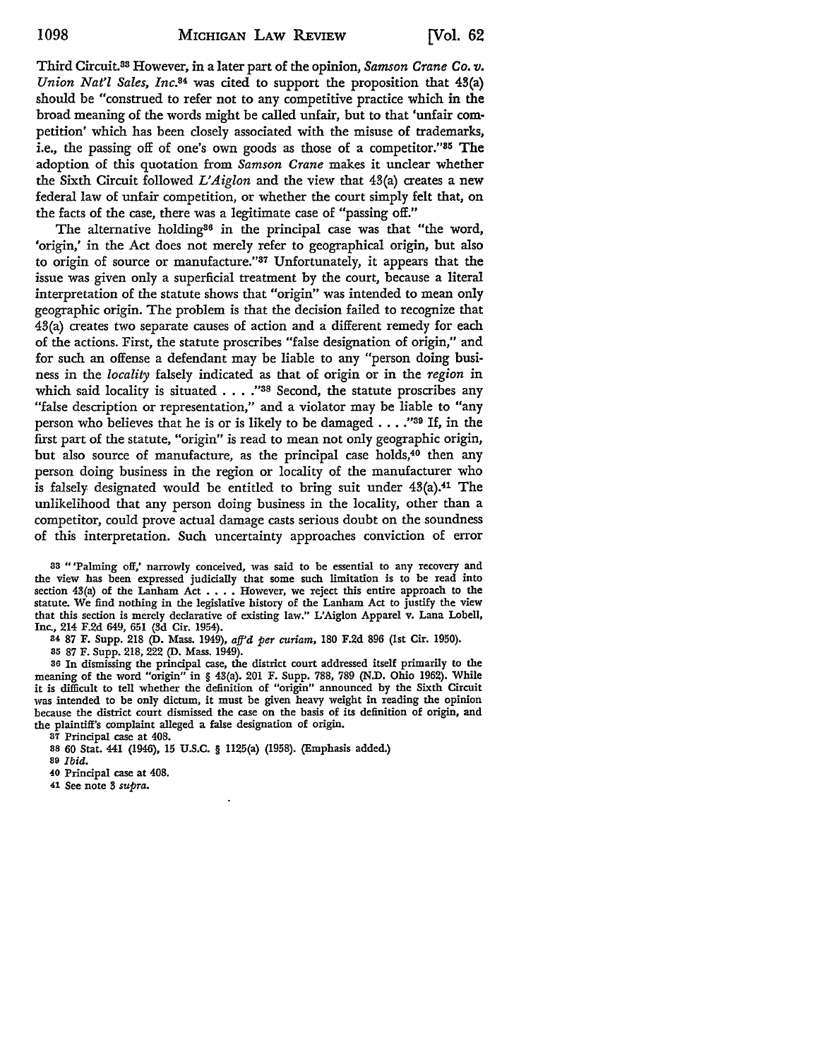Third Circuit.[33] However, in a later part of the opinion, *Samson Crane Co. v. Union Nat'l Sales, Inc.*[34] was cited to support the proposition that 43(a) should be "construed to refer not to any competitive practice which in the broad meaning of the words might be called unfair, but to that 'unfair competition' which has been closely associated with the misuse of trademarks, i.e., the passing off of one's own goods as those of a competitor."[35] The adoption of this quotation from *Samson Crane* makes it unclear whether the Sixth Circuit followed *L'Aiglon* and the view that 43(a) creates a new federal law of unfair competition, or whether the court simply felt that, on the facts of the case, there was a legitimate case of "passing off."

The alternative holding[36] in the principal case was that "the word, 'origin,' in the Act does not merely refer to geographical origin, but also to origin of source or manufacture."[37] Unfortunately, it appears that the issue was given only a superficial treatment by the court, because a literal interpretation of the statute shows that "origin" was intended to mean only geographic origin. The problem is that the decision failed to recognize that 43(a) creates two separate causes of action and a different remedy for each of the actions. First, the statute proscribes "false designation of origin," and for such an offense a defendant may be liable to any "person doing business in the *locality* falsely indicated as that of origin or in the *region* in which said locality is situated . . . ."[38] Second, the statute proscribes any "false description or representation," and a violator may be liable to "any person who believes that he is or is likely to be damaged . . . ."[39] If, in the first part of the statute, "origin" is read to mean not only geographic origin, but also source of manufacture, as the principal case holds,[40] then any person doing business in the region or locality of the manufacturer who is falsely designated would be entitled to bring suit under 43(a).[41] The unlikelihood that any person doing business in the locality, other than a competitor, could prove actual damage casts serious doubt on the soundness of this interpretation. Such uncertainty approaches conviction of error

---

33 "'Palming off,' narrowly conceived, was said to be essential to any recovery and the view has been expressed judicially that some such limitation is to be read into section 43(a) of the Lanham Act . . . . However, we reject this entire approach to the statute. We find nothing in the legislative history of the Lanham Act to justify the view that this section is merely declarative of existing law." L'Aiglon Apparel v. Lana Lobell, Inc., 214 F.2d 649, 651 (3d Cir. 1954).

34 87 F. Supp. 218 (D. Mass. 1949), *aff'd per curiam*, 180 F.2d 896 (1st Cir. 1950).

35 87 F. Supp. 218, 222 (D. Mass. 1949).

36 In dismissing the principal case, the district court addressed itself primarily to the meaning of the word "origin" in § 43(a). 201 F. Supp. 788, 789 (N.D. Ohio 1962). While it is difficult to tell whether the definition of "origin" announced by the Sixth Circuit was intended to be only dictum, it must be given heavy weight in reading the opinion because the district court dismissed the case on the basis of its definition of origin, and the plaintiff's complaint alleged a false designation of origin.

37 Principal case at 408.

38 60 Stat. 441 (1946), 15 U.S.C. § 1125(a) (1958). (Emphasis added.)

39 *Ibid.*

40 Principal case at 408.

41 See note 3 *supra*.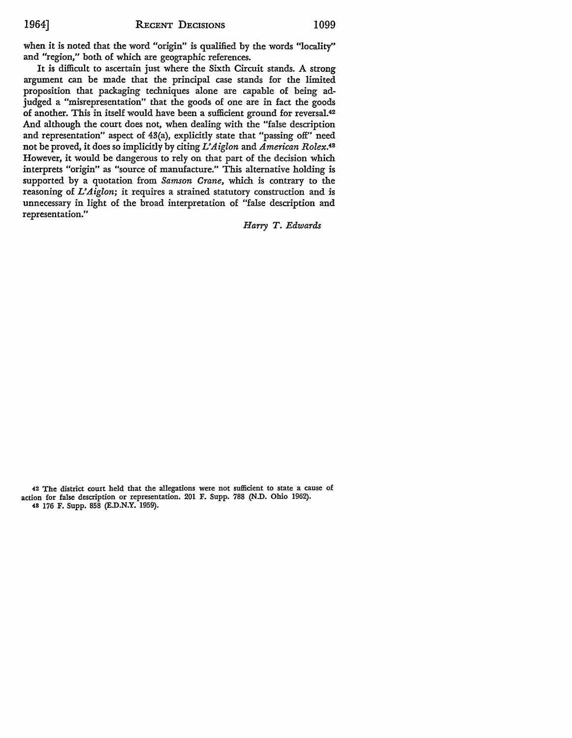when it is noted that the word "origin" is qualified by the words "locality" and "region," both of which are geographic references.

It is difficult to ascertain just where the Sixth Circuit stands. A strong argument can be made that the principal case stands for the limited proposition that packaging techniques alone are capable of being adjudged a "misrepresentation" that the goods of one are in fact the goods of another. This in itself would have been a sufficient ground for reversal.[42] And although the court does not, when dealing with the "false description and representation" aspect of 43(a), explicitly state that "passing off" need not be proved, it does so implicitly by citing *L'Aiglon* and *American Rolex*.[43] However, it would be dangerous to rely on that part of the decision which interprets "origin" as "source of manufacture." This alternative holding is supported by a quotation from *Samson Crane*, which is contrary to the reasoning of *L'Aiglon*; it requires a strained statutory construction and is unnecessary in light of the broad interpretation of "false description and representation."

*Harry T. Edwards*

---

[42] The district court held that the allegations were not sufficient to state a cause of action for false description or representation. 201 F. Supp. 788 (N.D. Ohio 1962).

[43] 176 F. Supp. 858 (E.D.N.Y. 1959).